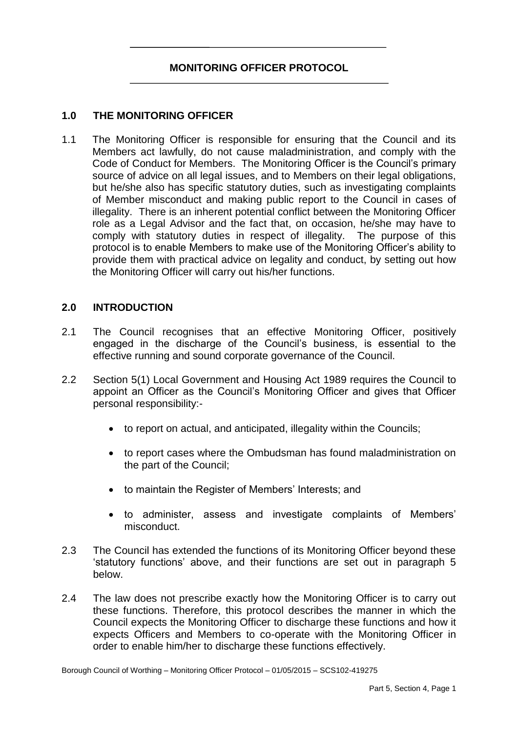# MONITORING OFFICER PROTOCOL

## 1.0 THE MONITORING OFFICER

1.1 The Monitoring Officer is responsible for ensuring that the Council and its Members act lawfully, do not cause maladministration, and comply with the Code of Conduct for Members. The Monitoring Officer is the Council's primary source of advice on all legal issues, and to Members on their legal obligations, but he/she also has specific statutory duties, such as investigating complaints of Member misconduct and making public report to the Council in cases of illegality. There is an inherent potential conflict between the Monitoring Officer role as a Legal Advisor and the fact that, on occasion, he/she may have to comply with statutory duties in respect of illegality. The purpose of this protocol is to enable Members to make use of the Monitoring Officer's ability to provide them with practical advice on legality and conduct, by setting out how the Monitoring Officer will carry out his/her functions.

## 2.0 INTRODUCTION

2.1 The Council recognises that an effective Monitoring Officer, positively engaged in the discharge of the Council's business, is essential to the effective running and sound corporate governance of the Council.

2.2 Section 5(1) Local Government and Housing Act 1989 requires the Council to appoint an Officer as the Council's Monitoring Officer and gives that Officer personal responsibility:-

- to report on actual, and anticipated, illegality within the Councils;
- to report cases where the Ombudsman has found maladministration on the part of the Council;
- to maintain the Register of Members' Interests; and
- to administer, assess and investigate complaints of Members' misconduct.

2.3 The Council has extended the functions of its Monitoring Officer beyond these 'statutory functions' above, and their functions are set out in paragraph 5 below.

2.4 The law does not prescribe exactly how the Monitoring Officer is to carry out these functions. Therefore, this protocol describes the manner in which the Council expects the Monitoring Officer to discharge these functions and how it expects Officers and Members to co-operate with the Monitoring Officer in order to enable him/her to discharge these functions effectively.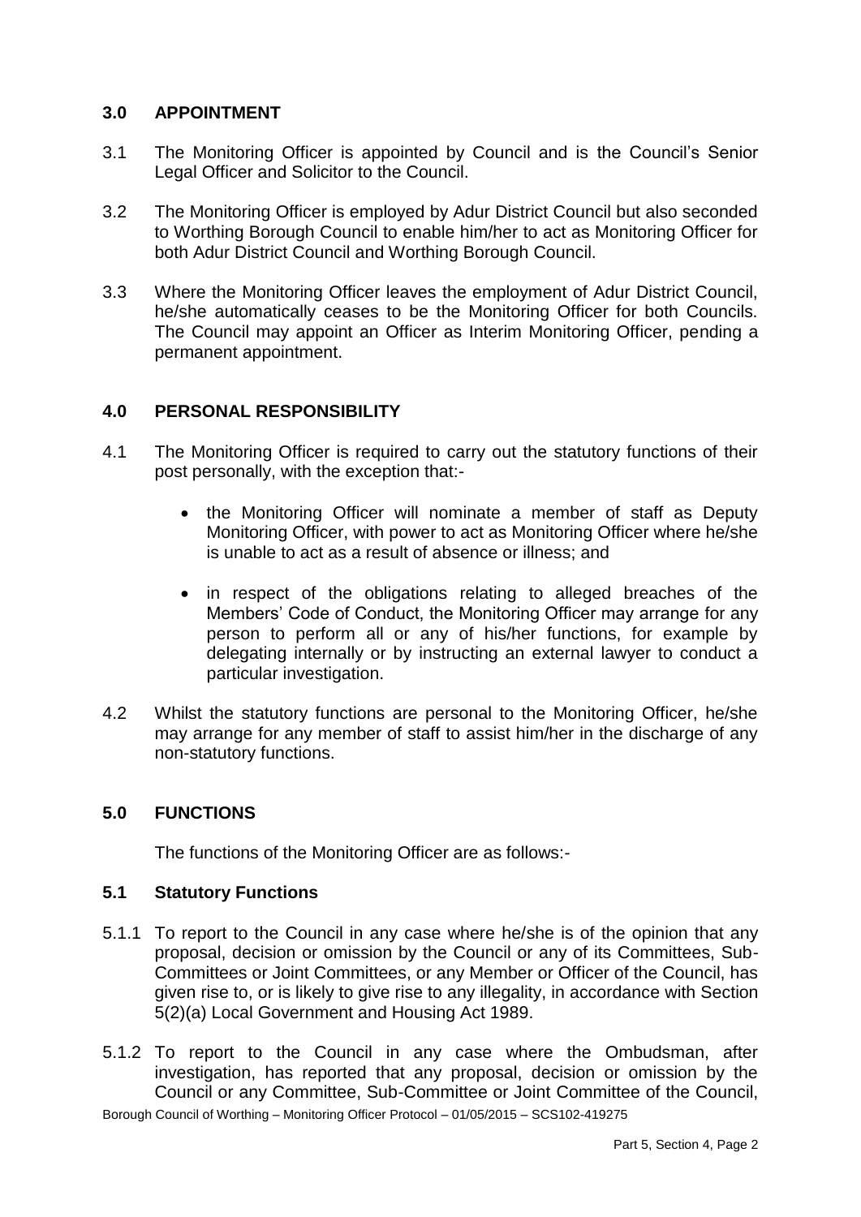## 3.0 APPOINTMENT

3.1 The Monitoring Officer is appointed by Council and is the Council's Senior Legal Officer and Solicitor to the Council.

3.2 The Monitoring Officer is employed by Adur District Council but also seconded to Worthing Borough Council to enable him/her to act as Monitoring Officer for both Adur District Council and Worthing Borough Council.

3.3 Where the Monitoring Officer leaves the employment of Adur District Council, he/she automatically ceases to be the Monitoring Officer for both Councils. The Council may appoint an Officer as Interim Monitoring Officer, pending a permanent appointment.

## 4.0 PERSONAL RESPONSIBILITY

4.1 The Monitoring Officer is required to carry out the statutory functions of their post personally, with the exception that:-

- the Monitoring Officer will nominate a member of staff as Deputy Monitoring Officer, with power to act as Monitoring Officer where he/she is unable to act as a result of absence or illness; and

- in respect of the obligations relating to alleged breaches of the Members' Code of Conduct, the Monitoring Officer may arrange for any person to perform all or any of his/her functions, for example by delegating internally or by instructing an external lawyer to conduct a particular investigation.

4.2 Whilst the statutory functions are personal to the Monitoring Officer, he/she may arrange for any member of staff to assist him/her in the discharge of any non-statutory functions.

## 5.0 FUNCTIONS

The functions of the Monitoring Officer are as follows:-

### 5.1 Statutory Functions

5.1.1 To report to the Council in any case where he/she is of the opinion that any proposal, decision or omission by the Council or any of its Committees, Sub-Committees or Joint Committees, or any Member or Officer of the Council, has given rise to, or is likely to give rise to any illegality, in accordance with Section 5(2)(a) Local Government and Housing Act 1989.

5.1.2 To report to the Council in any case where the Ombudsman, after investigation, has reported that any proposal, decision or omission by the Council or any Committee, Sub-Committee or Joint Committee of the Council,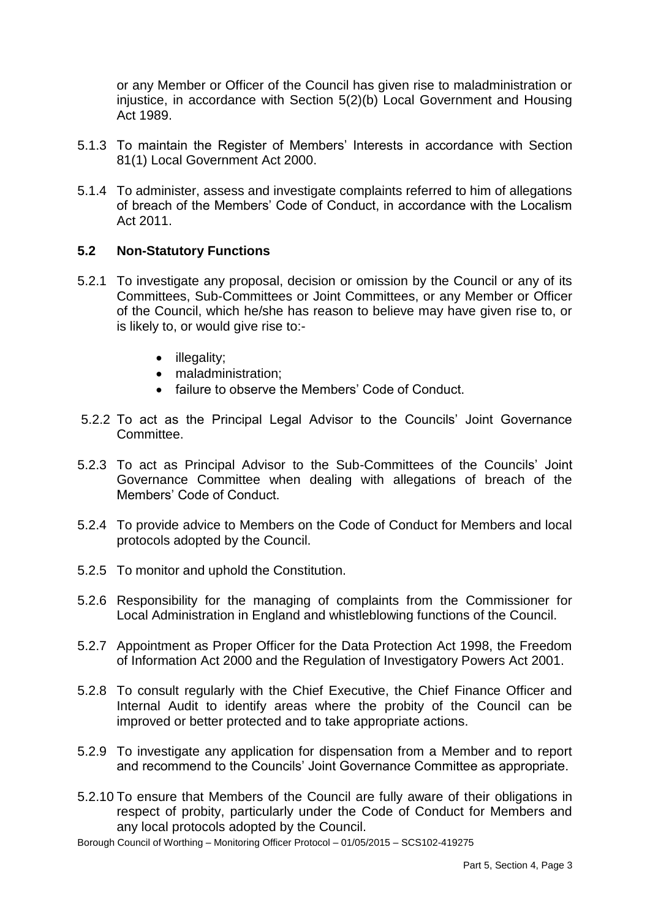or any Member or Officer of the Council has given rise to maladministration or injustice, in accordance with Section 5(2)(b) Local Government and Housing Act 1989.

5.1.3 To maintain the Register of Members' Interests in accordance with Section 81(1) Local Government Act 2000.

5.1.4 To administer, assess and investigate complaints referred to him of allegations of breach of the Members' Code of Conduct, in accordance with the Localism Act 2011.

### 5.2 Non-Statutory Functions

5.2.1 To investigate any proposal, decision or omission by the Council or any of its Committees, Sub-Committees or Joint Committees, or any Member or Officer of the Council, which he/she has reason to believe may have given rise to, or is likely to, or would give rise to:-

- illegality;
- maladministration;
- failure to observe the Members' Code of Conduct.

5.2.2 To act as the Principal Legal Advisor to the Councils' Joint Governance Committee.

5.2.3 To act as Principal Advisor to the Sub-Committees of the Councils' Joint Governance Committee when dealing with allegations of breach of the Members' Code of Conduct.

5.2.4 To provide advice to Members on the Code of Conduct for Members and local protocols adopted by the Council.

5.2.5 To monitor and uphold the Constitution.

5.2.6 Responsibility for the managing of complaints from the Commissioner for Local Administration in England and whistleblowing functions of the Council.

5.2.7 Appointment as Proper Officer for the Data Protection Act 1998, the Freedom of Information Act 2000 and the Regulation of Investigatory Powers Act 2001.

5.2.8 To consult regularly with the Chief Executive, the Chief Finance Officer and Internal Audit to identify areas where the probity of the Council can be improved or better protected and to take appropriate actions.

5.2.9 To investigate any application for dispensation from a Member and to report and recommend to the Councils' Joint Governance Committee as appropriate.

5.2.10 To ensure that Members of the Council are fully aware of their obligations in respect of probity, particularly under the Code of Conduct for Members and any local protocols adopted by the Council.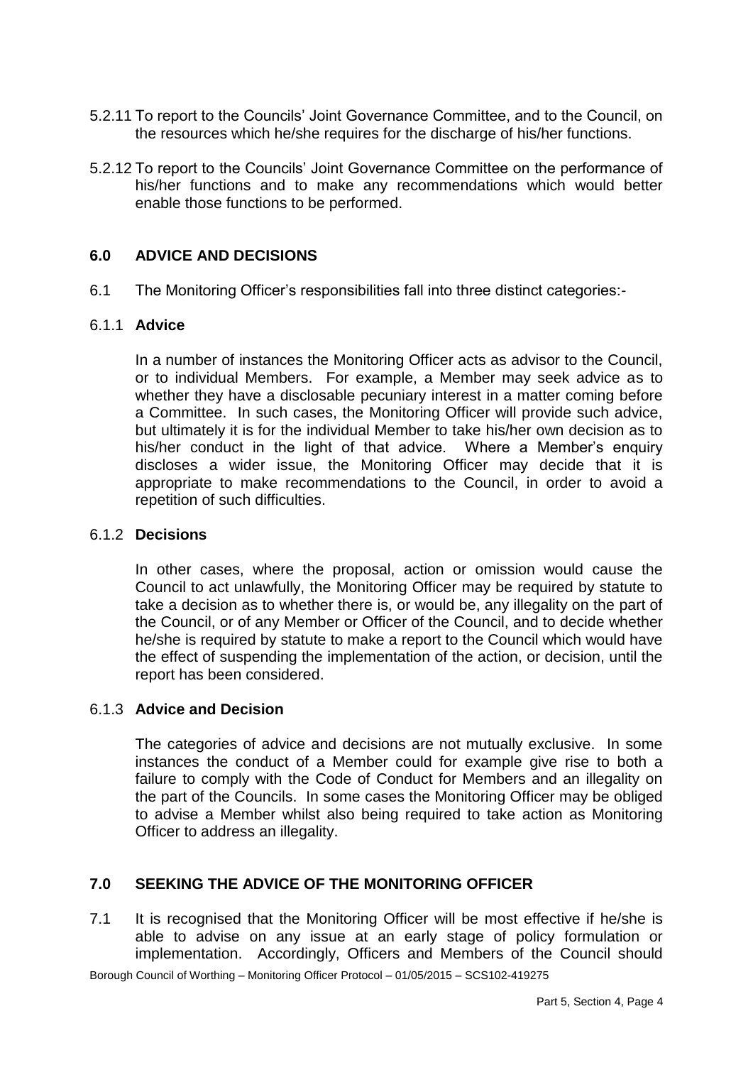5.2.11 To report to the Councils' Joint Governance Committee, and to the Council, on the resources which he/she requires for the discharge of his/her functions.

5.2.12 To report to the Councils' Joint Governance Committee on the performance of his/her functions and to make any recommendations which would better enable those functions to be performed.

## 6.0 ADVICE AND DECISIONS

6.1 The Monitoring Officer's responsibilities fall into three distinct categories:-

### 6.1.1 Advice

In a number of instances the Monitoring Officer acts as advisor to the Council, or to individual Members. For example, a Member may seek advice as to whether they have a disclosable pecuniary interest in a matter coming before a Committee. In such cases, the Monitoring Officer will provide such advice, but ultimately it is for the individual Member to take his/her own decision as to his/her conduct in the light of that advice. Where a Member's enquiry discloses a wider issue, the Monitoring Officer may decide that it is appropriate to make recommendations to the Council, in order to avoid a repetition of such difficulties.

### 6.1.2 Decisions

In other cases, where the proposal, action or omission would cause the Council to act unlawfully, the Monitoring Officer may be required by statute to take a decision as to whether there is, or would be, any illegality on the part of the Council, or of any Member or Officer of the Council, and to decide whether he/she is required by statute to make a report to the Council which would have the effect of suspending the implementation of the action, or decision, until the report has been considered.

### 6.1.3 Advice and Decision

The categories of advice and decisions are not mutually exclusive. In some instances the conduct of a Member could for example give rise to both a failure to comply with the Code of Conduct for Members and an illegality on the part of the Councils. In some cases the Monitoring Officer may be obliged to advise a Member whilst also being required to take action as Monitoring Officer to address an illegality.

## 7.0 SEEKING THE ADVICE OF THE MONITORING OFFICER

7.1 It is recognised that the Monitoring Officer will be most effective if he/she is able to advise on any issue at an early stage of policy formulation or implementation. Accordingly, Officers and Members of the Council should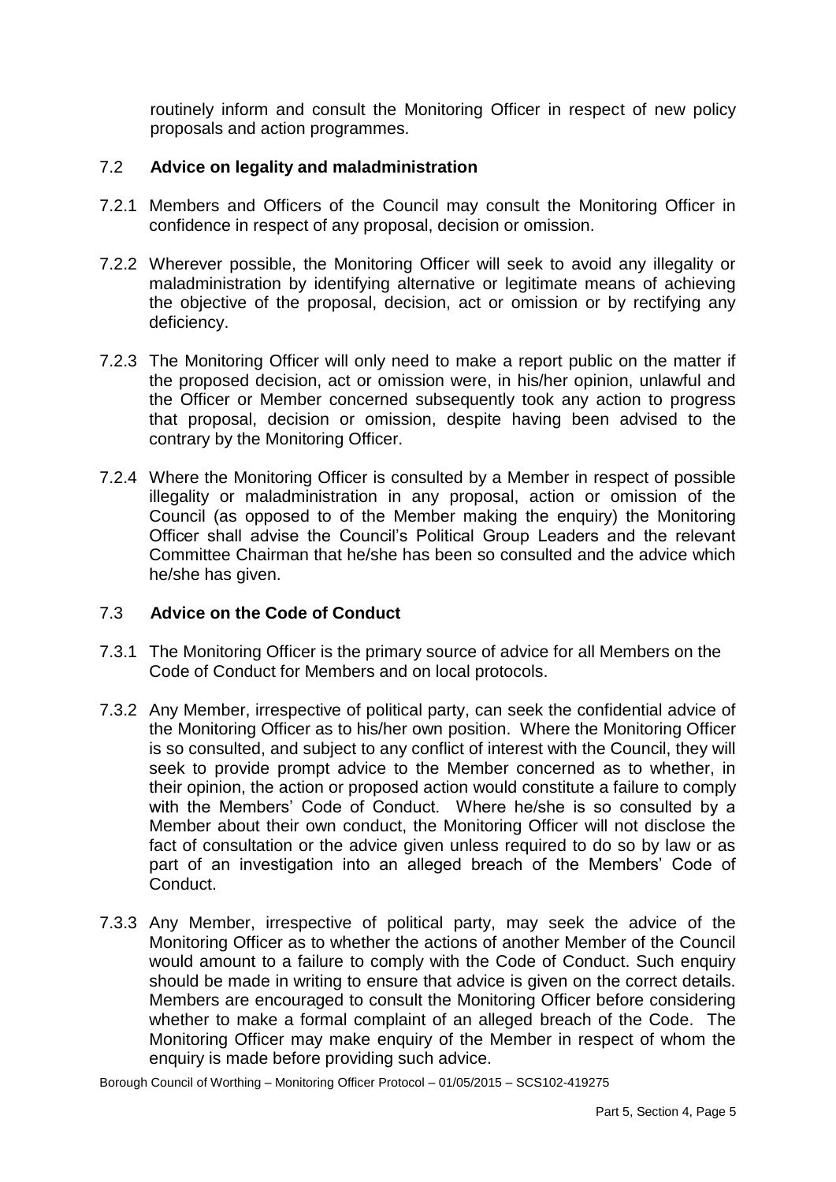routinely inform and consult the Monitoring Officer in respect of new policy proposals and action programmes.

### 7.2 **Advice on legality and maladministration**

7.2.1 Members and Officers of the Council may consult the Monitoring Officer in confidence in respect of any proposal, decision or omission.

7.2.2 Wherever possible, the Monitoring Officer will seek to avoid any illegality or maladministration by identifying alternative or legitimate means of achieving the objective of the proposal, decision, act or omission or by rectifying any deficiency.

7.2.3 The Monitoring Officer will only need to make a report public on the matter if the proposed decision, act or omission were, in his/her opinion, unlawful and the Officer or Member concerned subsequently took any action to progress that proposal, decision or omission, despite having been advised to the contrary by the Monitoring Officer.

7.2.4 Where the Monitoring Officer is consulted by a Member in respect of possible illegality or maladministration in any proposal, action or omission of the Council (as opposed to of the Member making the enquiry) the Monitoring Officer shall advise the Council's Political Group Leaders and the relevant Committee Chairman that he/she has been so consulted and the advice which he/she has given.

### 7.3 **Advice on the Code of Conduct**

7.3.1 The Monitoring Officer is the primary source of advice for all Members on the Code of Conduct for Members and on local protocols.

7.3.2 Any Member, irrespective of political party, can seek the confidential advice of the Monitoring Officer as to his/her own position. Where the Monitoring Officer is so consulted, and subject to any conflict of interest with the Council, they will seek to provide prompt advice to the Member concerned as to whether, in their opinion, the action or proposed action would constitute a failure to comply with the Members' Code of Conduct. Where he/she is so consulted by a Member about their own conduct, the Monitoring Officer will not disclose the fact of consultation or the advice given unless required to do so by law or as part of an investigation into an alleged breach of the Members' Code of Conduct.

7.3.3 Any Member, irrespective of political party, may seek the advice of the Monitoring Officer as to whether the actions of another Member of the Council would amount to a failure to comply with the Code of Conduct. Such enquiry should be made in writing to ensure that advice is given on the correct details. Members are encouraged to consult the Monitoring Officer before considering whether to make a formal complaint of an alleged breach of the Code. The Monitoring Officer may make enquiry of the Member in respect of whom the enquiry is made before providing such advice.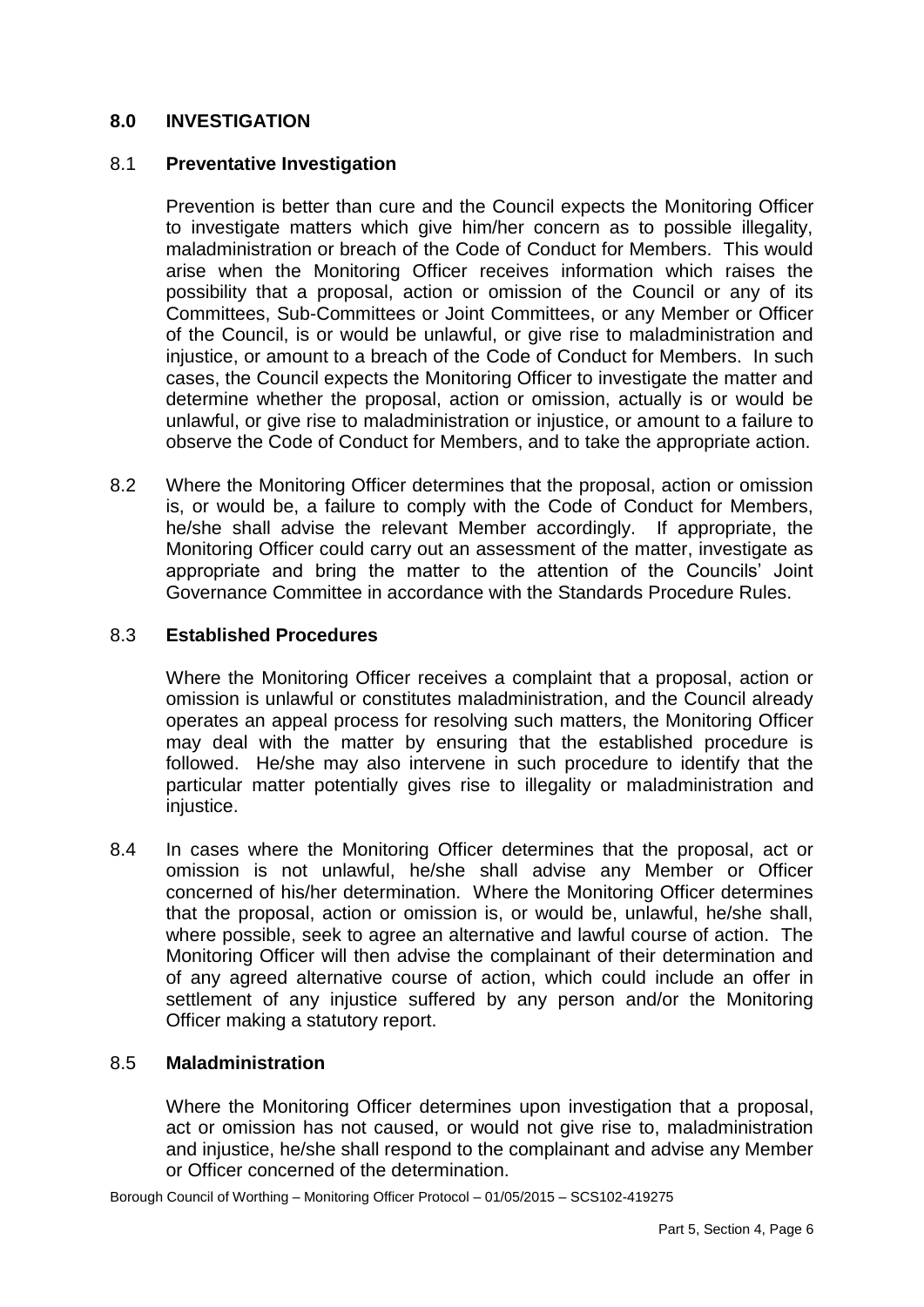## 8.0 INVESTIGATION

### 8.1 Preventative Investigation

Prevention is better than cure and the Council expects the Monitoring Officer to investigate matters which give him/her concern as to possible illegality, maladministration or breach of the Code of Conduct for Members. This would arise when the Monitoring Officer receives information which raises the possibility that a proposal, action or omission of the Council or any of its Committees, Sub-Committees or Joint Committees, or any Member or Officer of the Council, is or would be unlawful, or give rise to maladministration and injustice, or amount to a breach of the Code of Conduct for Members. In such cases, the Council expects the Monitoring Officer to investigate the matter and determine whether the proposal, action or omission, actually is or would be unlawful, or give rise to maladministration or injustice, or amount to a failure to observe the Code of Conduct for Members, and to take the appropriate action.

8.2 Where the Monitoring Officer determines that the proposal, action or omission is, or would be, a failure to comply with the Code of Conduct for Members, he/she shall advise the relevant Member accordingly. If appropriate, the Monitoring Officer could carry out an assessment of the matter, investigate as appropriate and bring the matter to the attention of the Councils' Joint Governance Committee in accordance with the Standards Procedure Rules.

### 8.3 Established Procedures

Where the Monitoring Officer receives a complaint that a proposal, action or omission is unlawful or constitutes maladministration, and the Council already operates an appeal process for resolving such matters, the Monitoring Officer may deal with the matter by ensuring that the established procedure is followed. He/she may also intervene in such procedure to identify that the particular matter potentially gives rise to illegality or maladministration and injustice.

8.4 In cases where the Monitoring Officer determines that the proposal, act or omission is not unlawful, he/she shall advise any Member or Officer concerned of his/her determination. Where the Monitoring Officer determines that the proposal, action or omission is, or would be, unlawful, he/she shall, where possible, seek to agree an alternative and lawful course of action. The Monitoring Officer will then advise the complainant of their determination and of any agreed alternative course of action, which could include an offer in settlement of any injustice suffered by any person and/or the Monitoring Officer making a statutory report.

### 8.5 Maladministration

Where the Monitoring Officer determines upon investigation that a proposal, act or omission has not caused, or would not give rise to, maladministration and injustice, he/she shall respond to the complainant and advise any Member or Officer concerned of the determination.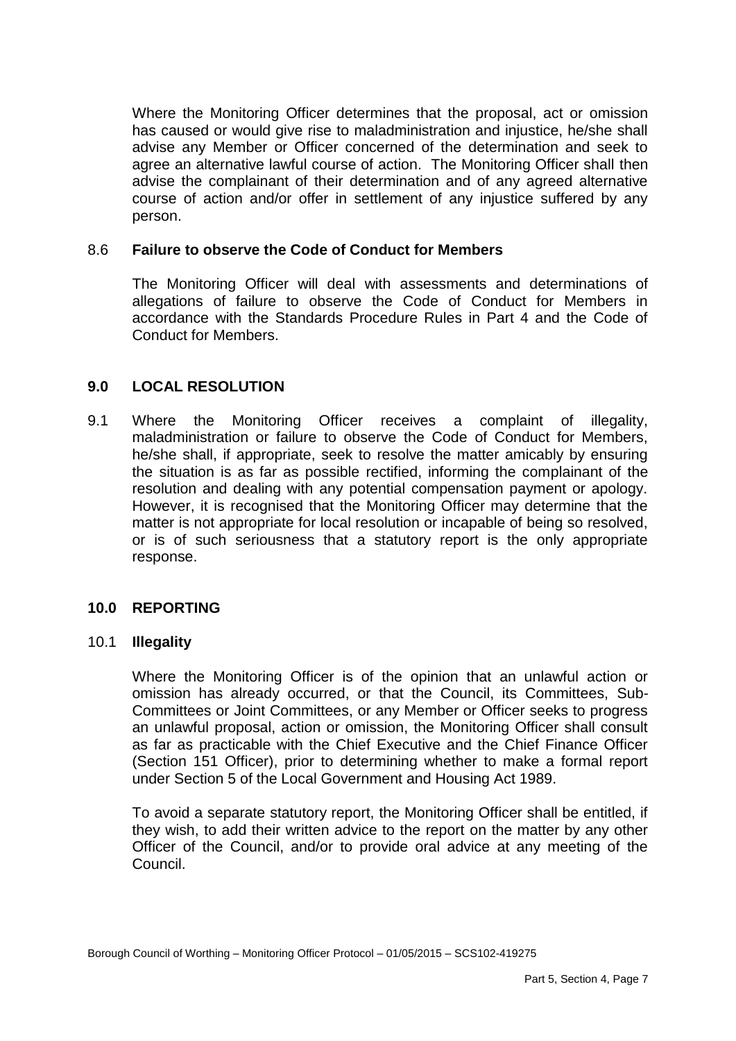Where the Monitoring Officer determines that the proposal, act or omission has caused or would give rise to maladministration and injustice, he/she shall advise any Member or Officer concerned of the determination and seek to agree an alternative lawful course of action. The Monitoring Officer shall then advise the complainant of their determination and of any agreed alternative course of action and/or offer in settlement of any injustice suffered by any person.

### 8.6 Failure to observe the Code of Conduct for Members

The Monitoring Officer will deal with assessments and determinations of allegations of failure to observe the Code of Conduct for Members in accordance with the Standards Procedure Rules in Part 4 and the Code of Conduct for Members.

## 9.0 LOCAL RESOLUTION

9.1 Where the Monitoring Officer receives a complaint of illegality, maladministration or failure to observe the Code of Conduct for Members, he/she shall, if appropriate, seek to resolve the matter amicably by ensuring the situation is as far as possible rectified, informing the complainant of the resolution and dealing with any potential compensation payment or apology. However, it is recognised that the Monitoring Officer may determine that the matter is not appropriate for local resolution or incapable of being so resolved, or is of such seriousness that a statutory report is the only appropriate response.

## 10.0 REPORTING

### 10.1 Illegality

Where the Monitoring Officer is of the opinion that an unlawful action or omission has already occurred, or that the Council, its Committees, Sub-Committees or Joint Committees, or any Member or Officer seeks to progress an unlawful proposal, action or omission, the Monitoring Officer shall consult as far as practicable with the Chief Executive and the Chief Finance Officer (Section 151 Officer), prior to determining whether to make a formal report under Section 5 of the Local Government and Housing Act 1989.

To avoid a separate statutory report, the Monitoring Officer shall be entitled, if they wish, to add their written advice to the report on the matter by any other Officer of the Council, and/or to provide oral advice at any meeting of the Council.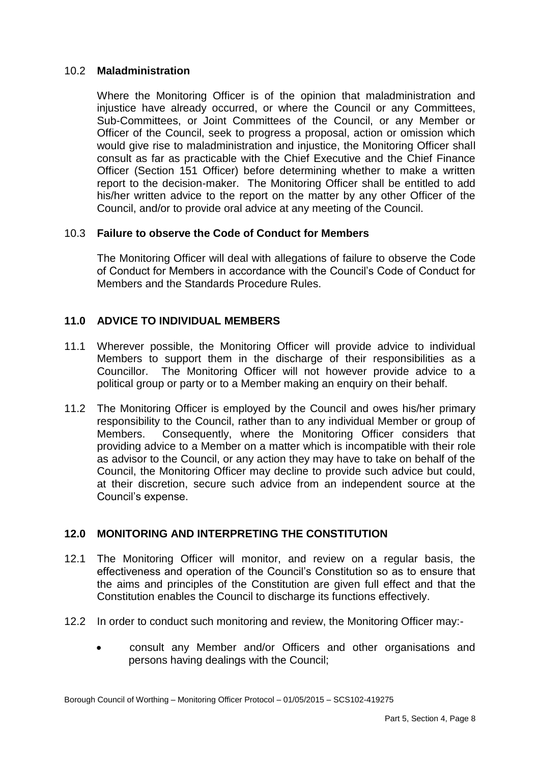### 10.2 **Maladministration**

Where the Monitoring Officer is of the opinion that maladministration and injustice have already occurred, or where the Council or any Committees, Sub-Committees, or Joint Committees of the Council, or any Member or Officer of the Council, seek to progress a proposal, action or omission which would give rise to maladministration and injustice, the Monitoring Officer shall consult as far as practicable with the Chief Executive and the Chief Finance Officer (Section 151 Officer) before determining whether to make a written report to the decision-maker. The Monitoring Officer shall be entitled to add his/her written advice to the report on the matter by any other Officer of the Council, and/or to provide oral advice at any meeting of the Council.

### 10.3 **Failure to observe the Code of Conduct for Members**

The Monitoring Officer will deal with allegations of failure to observe the Code of Conduct for Members in accordance with the Council's Code of Conduct for Members and the Standards Procedure Rules.

## 11.0 ADVICE TO INDIVIDUAL MEMBERS

11.1 Wherever possible, the Monitoring Officer will provide advice to individual Members to support them in the discharge of their responsibilities as a Councillor. The Monitoring Officer will not however provide advice to a political group or party or to a Member making an enquiry on their behalf.

11.2 The Monitoring Officer is employed by the Council and owes his/her primary responsibility to the Council, rather than to any individual Member or group of Members. Consequently, where the Monitoring Officer considers that providing advice to a Member on a matter which is incompatible with their role as advisor to the Council, or any action they may have to take on behalf of the Council, the Monitoring Officer may decline to provide such advice but could, at their discretion, secure such advice from an independent source at the Council's expense.

## 12.0 MONITORING AND INTERPRETING THE CONSTITUTION

12.1 The Monitoring Officer will monitor, and review on a regular basis, the effectiveness and operation of the Council's Constitution so as to ensure that the aims and principles of the Constitution are given full effect and that the Constitution enables the Council to discharge its functions effectively.

12.2 In order to conduct such monitoring and review, the Monitoring Officer may:-

- consult any Member and/or Officers and other organisations and persons having dealings with the Council;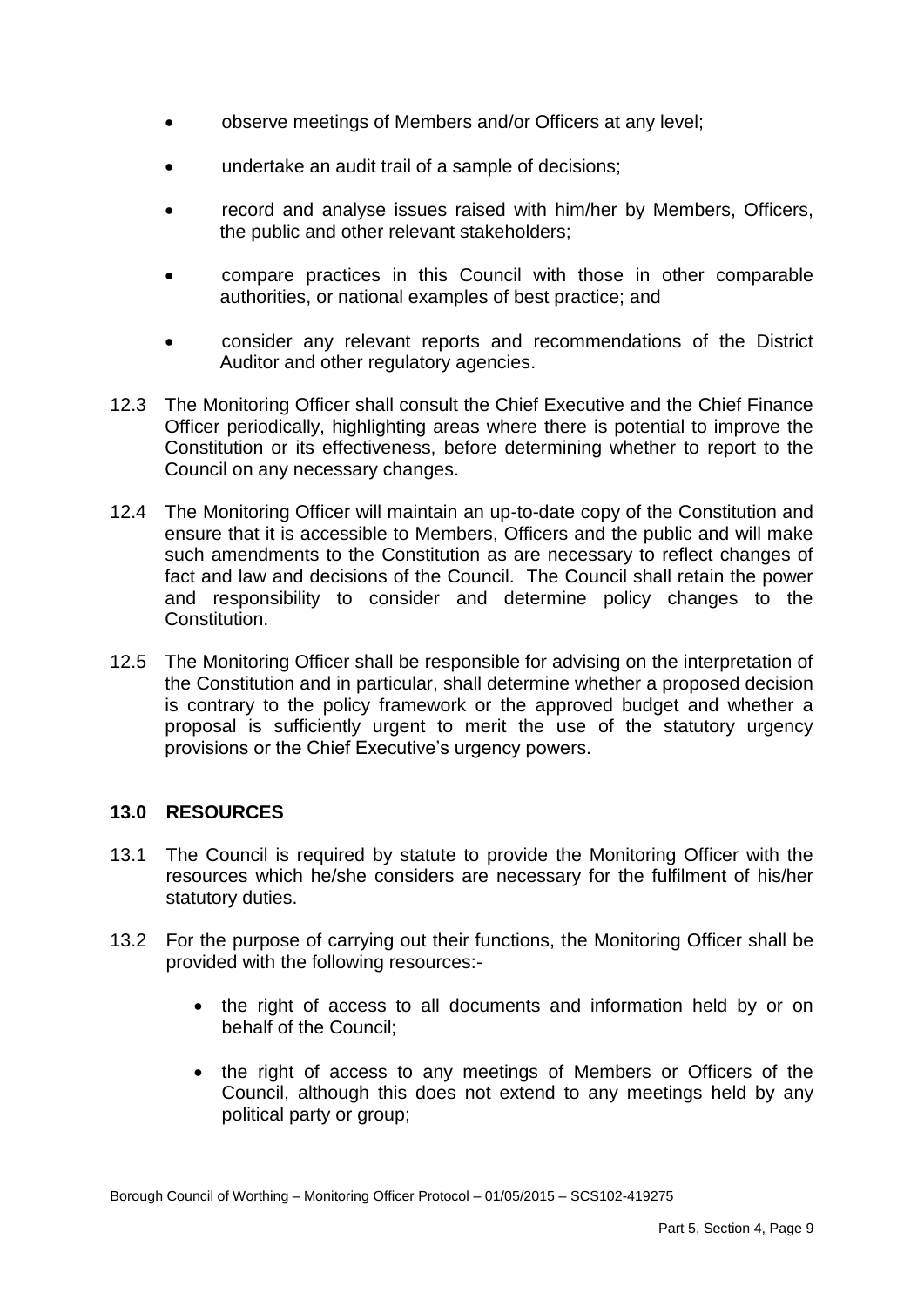- observe meetings of Members and/or Officers at any level;
- undertake an audit trail of a sample of decisions;
- record and analyse issues raised with him/her by Members, Officers, the public and other relevant stakeholders;
- compare practices in this Council with those in other comparable authorities, or national examples of best practice; and
- consider any relevant reports and recommendations of the District Auditor and other regulatory agencies.

12.3 The Monitoring Officer shall consult the Chief Executive and the Chief Finance Officer periodically, highlighting areas where there is potential to improve the Constitution or its effectiveness, before determining whether to report to the Council on any necessary changes.

12.4 The Monitoring Officer will maintain an up-to-date copy of the Constitution and ensure that it is accessible to Members, Officers and the public and will make such amendments to the Constitution as are necessary to reflect changes of fact and law and decisions of the Council. The Council shall retain the power and responsibility to consider and determine policy changes to the Constitution.

12.5 The Monitoring Officer shall be responsible for advising on the interpretation of the Constitution and in particular, shall determine whether a proposed decision is contrary to the policy framework or the approved budget and whether a proposal is sufficiently urgent to merit the use of the statutory urgency provisions or the Chief Executive's urgency powers.

## 13.0 RESOURCES

13.1 The Council is required by statute to provide the Monitoring Officer with the resources which he/she considers are necessary for the fulfilment of his/her statutory duties.

13.2 For the purpose of carrying out their functions, the Monitoring Officer shall be provided with the following resources:-

- the right of access to all documents and information held by or on behalf of the Council;
- the right of access to any meetings of Members or Officers of the Council, although this does not extend to any meetings held by any political party or group;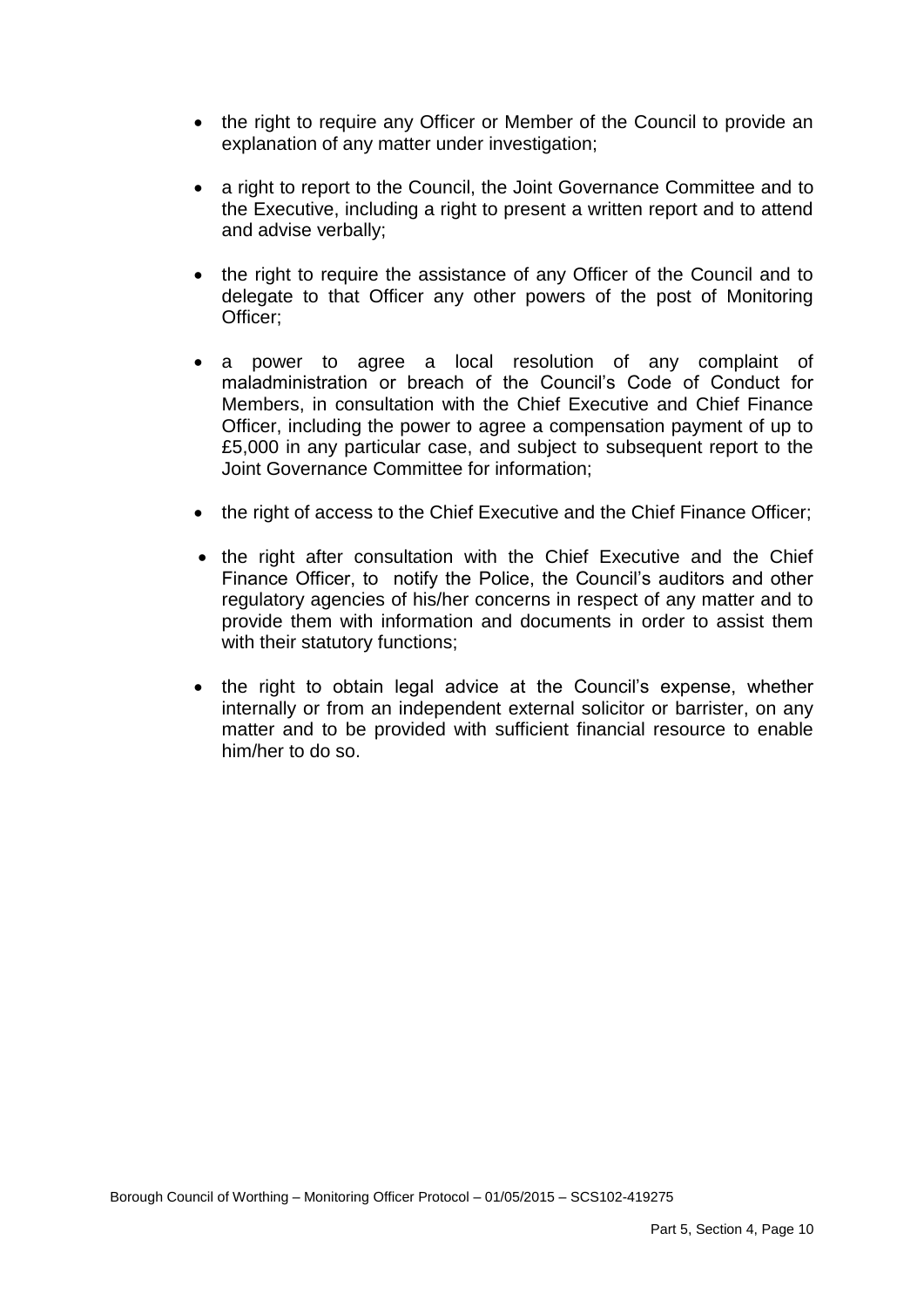- the right to require any Officer or Member of the Council to provide an explanation of any matter under investigation;

- a right to report to the Council, the Joint Governance Committee and to the Executive, including a right to present a written report and to attend and advise verbally;

- the right to require the assistance of any Officer of the Council and to delegate to that Officer any other powers of the post of Monitoring Officer;

- a power to agree a local resolution of any complaint of maladministration or breach of the Council's Code of Conduct for Members, in consultation with the Chief Executive and Chief Finance Officer, including the power to agree a compensation payment of up to £5,000 in any particular case, and subject to subsequent report to the Joint Governance Committee for information;

- the right of access to the Chief Executive and the Chief Finance Officer;

- the right after consultation with the Chief Executive and the Chief Finance Officer, to notify the Police, the Council's auditors and other regulatory agencies of his/her concerns in respect of any matter and to provide them with information and documents in order to assist them with their statutory functions;

- the right to obtain legal advice at the Council's expense, whether internally or from an independent external solicitor or barrister, on any matter and to be provided with sufficient financial resource to enable him/her to do so.